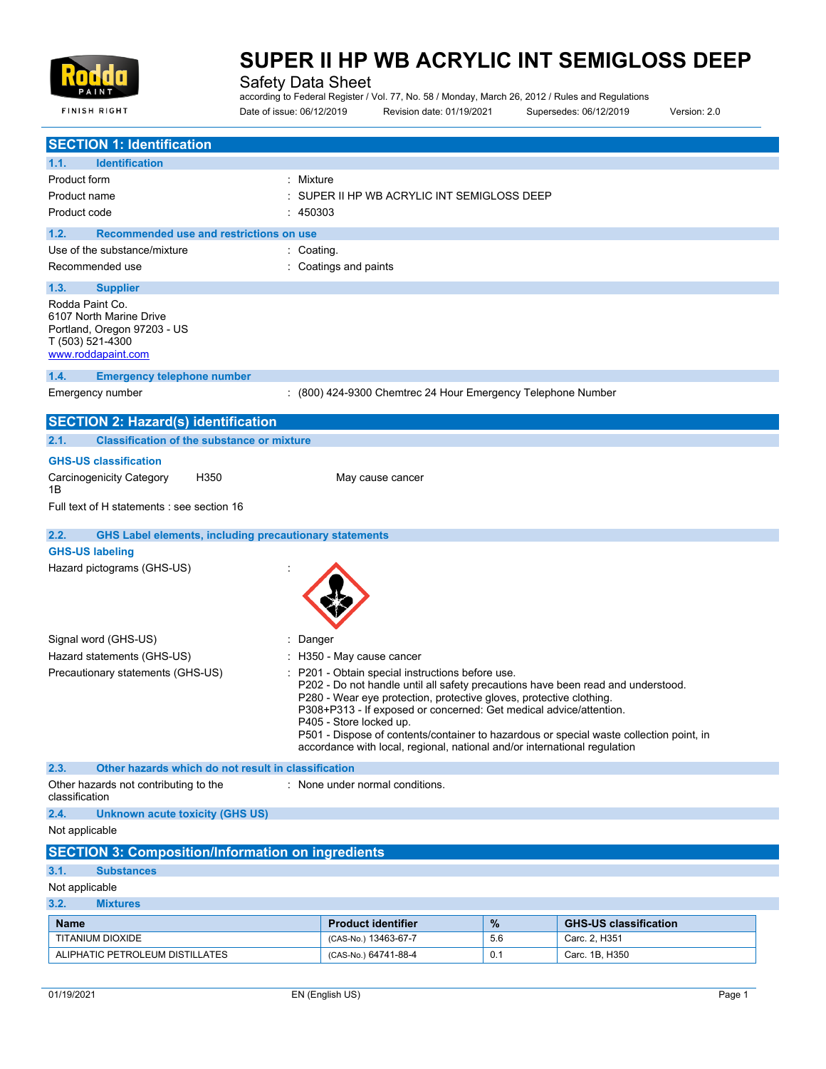# SUPER II HP WB ACRYLIC INT SEMIGLOSS DEEP

Safety Data Sheet

according to Federal Register / Vol. 77, No. 58 / Monday, March 26, 2012 / Rules and Regulations

Date of issue: 06/12/2019 Revision date: 01/19/2021 Supersedes: 06/12/2019 Version: 2.0

## SECTION 1: Identification

### 1.1. Identification

Product form : Mixture

Product name : SUPER II HP WB ACRYLIC INT SEMIGLOSS DEEP

Product code : 450303

### 1.2. Recommended use and restrictions on use

Use of the substance/mixture : Coating.

Recommended use : Coatings and paints

### 1.3. Supplier

Rodda Paint Co.
6107 North Marine Drive
Portland, Oregon 97203 - US
T (503) 521-4300
www.roddapaint.com

### 1.4. Emergency telephone number

Emergency number : (800) 424-9300 Chemtrec 24 Hour Emergency Telephone Number

## SECTION 2: Hazard(s) identification

### 2.1. Classification of the substance or mixture

**GHS-US classification**

Carcinogenicity Category 1B H350 May cause cancer

Full text of H statements : see section 16

### 2.2. GHS Label elements, including precautionary statements

**GHS-US labeling**

Hazard pictograms (GHS-US) :

Signal word (GHS-US) : Danger

Hazard statements (GHS-US) : H350 - May cause cancer

Precautionary statements (GHS-US) : P201 - Obtain special instructions before use.
P202 - Do not handle until all safety precautions have been read and understood.
P280 - Wear eye protection, protective gloves, protective clothing.
P308+P313 - If exposed or concerned: Get medical advice/attention.
P405 - Store locked up.
P501 - Dispose of contents/container to hazardous or special waste collection point, in accordance with local, regional, national and/or international regulation

### 2.3. Other hazards which do not result in classification

Other hazards not contributing to the classification : None under normal conditions.

### 2.4. Unknown acute toxicity (GHS US)

Not applicable

## SECTION 3: Composition/Information on ingredients

### 3.1. Substances

Not applicable

### 3.2. Mixtures

| Name | Product identifier | % | GHS-US classification |
|---|---|---|---|
| TITANIUM DIOXIDE | (CAS-No.) 13463-67-7 | 5.6 | Carc. 2, H351 |
| ALIPHATIC PETROLEUM DISTILLATES | (CAS-No.) 64741-88-4 | 0.1 | Carc. 1B, H350 |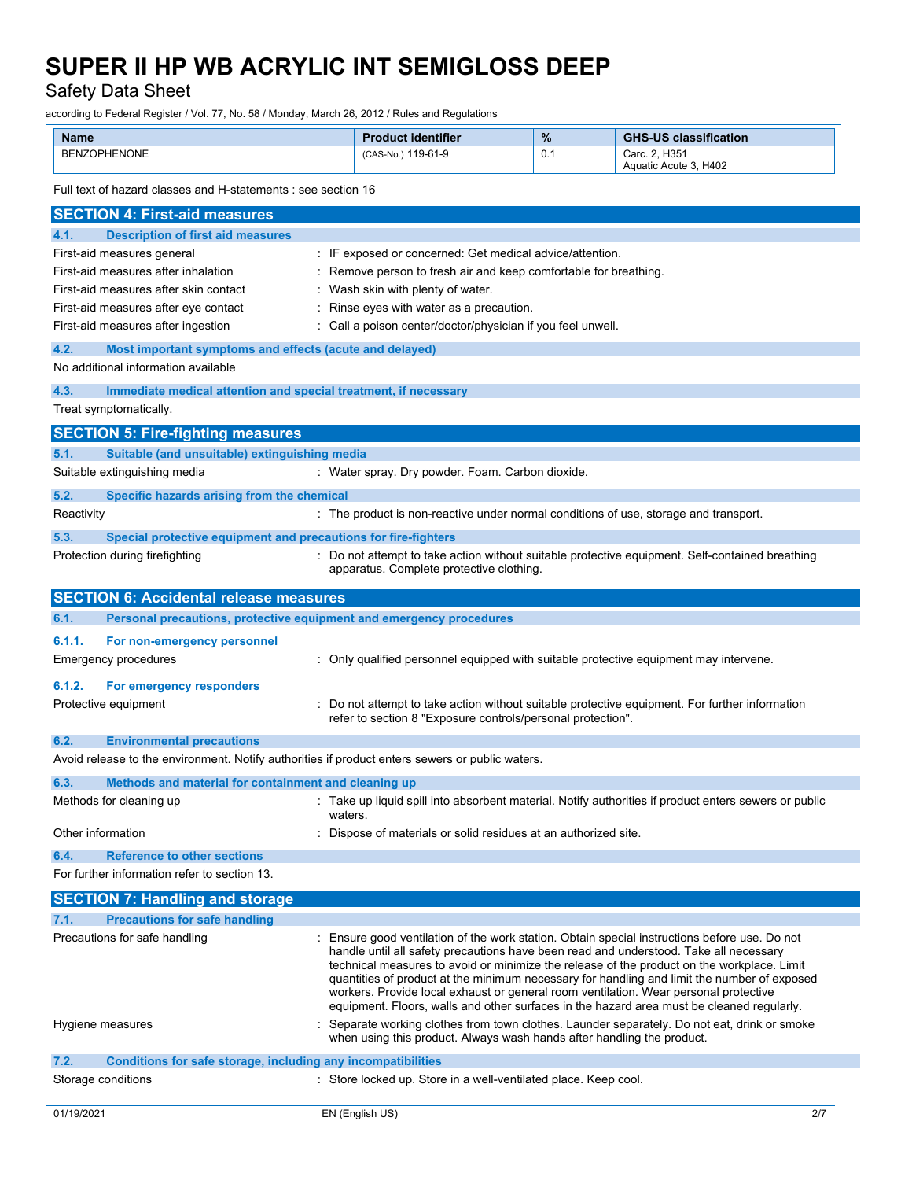| Name | Product identifier | % | GHS-US classification |
|---|---|---|---|
| BENZOPHENONE | (CAS-No.) 119-61-9 | 0.1 | Carc. 2, H351<br>Aquatic Acute 3, H402 |

Full text of hazard classes and H-statements : see section 16

## SECTION 4: First-aid measures

### 4.1. Description of first aid measures

First-aid measures general : IF exposed or concerned: Get medical advice/attention.

First-aid measures after inhalation : Remove person to fresh air and keep comfortable for breathing.

First-aid measures after skin contact : Wash skin with plenty of water.

First-aid measures after eye contact : Rinse eyes with water as a precaution.

First-aid measures after ingestion : Call a poison center/doctor/physician if you feel unwell.

### 4.2. Most important symptoms and effects (acute and delayed)

No additional information available

### 4.3. Immediate medical attention and special treatment, if necessary

Treat symptomatically.

## SECTION 5: Fire-fighting measures

### 5.1. Suitable (and unsuitable) extinguishing media

Suitable extinguishing media : Water spray. Dry powder. Foam. Carbon dioxide.

### 5.2. Specific hazards arising from the chemical

Reactivity : The product is non-reactive under normal conditions of use, storage and transport.

### 5.3. Special protective equipment and precautions for fire-fighters

Protection during firefighting : Do not attempt to take action without suitable protective equipment. Self-contained breathing apparatus. Complete protective clothing.

## SECTION 6: Accidental release measures

### 6.1. Personal precautions, protective equipment and emergency procedures

#### 6.1.1. For non-emergency personnel

Emergency procedures : Only qualified personnel equipped with suitable protective equipment may intervene.

#### 6.1.2. For emergency responders

Protective equipment : Do not attempt to take action without suitable protective equipment. For further information refer to section 8 "Exposure controls/personal protection".

### 6.2. Environmental precautions

Avoid release to the environment. Notify authorities if product enters sewers or public waters.

### 6.3. Methods and material for containment and cleaning up

Methods for cleaning up : Take up liquid spill into absorbent material. Notify authorities if product enters sewers or public waters.

Other information : Dispose of materials or solid residues at an authorized site.

### 6.4. Reference to other sections

For further information refer to section 13.

## SECTION 7: Handling and storage

### 7.1. Precautions for safe handling

Precautions for safe handling : Ensure good ventilation of the work station. Obtain special instructions before use. Do not handle until all safety precautions have been read and understood. Take all necessary technical measures to avoid or minimize the release of the product on the workplace. Limit quantities of product at the minimum necessary for handling and limit the number of exposed workers. Provide local exhaust or general room ventilation. Wear personal protective equipment. Floors, walls and other surfaces in the hazard area must be cleaned regularly.

Hygiene measures : Separate working clothes from town clothes. Launder separately. Do not eat, drink or smoke when using this product. Always wash hands after handling the product.

### 7.2. Conditions for safe storage, including any incompatibilities

Storage conditions : Store locked up. Store in a well-ventilated place. Keep cool.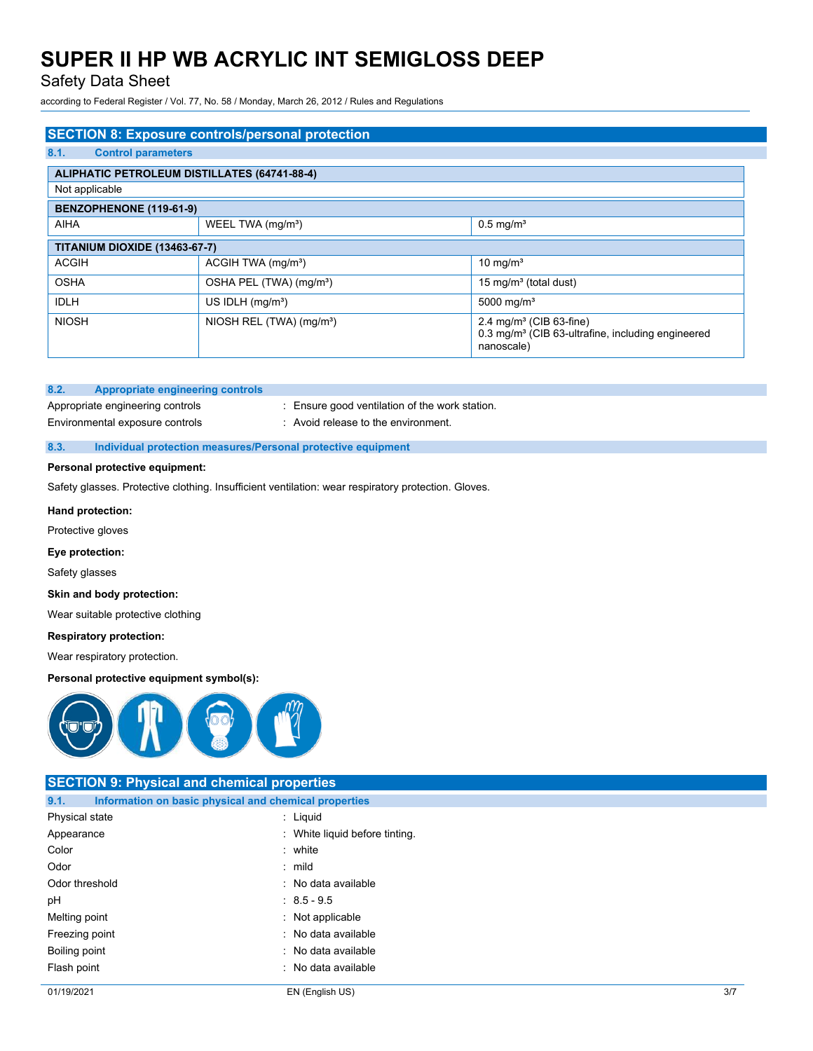## SECTION 8: Exposure controls/personal protection

### 8.1. Control parameters

| ALIPHATIC PETROLEUM DISTILLATES (64741-88-4) | | |
|---|---|---|
| Not applicable | | |

| BENZOPHENONE (119-61-9) | | |
|---|---|---|
| AIHA | WEEL TWA (mg/m³) | 0.5 mg/m³ |

| TITANIUM DIOXIDE (13463-67-7) | | |
|---|---|---|
| ACGIH | ACGIH TWA (mg/m³) | 10 mg/m³ |
| OSHA | OSHA PEL (TWA) (mg/m³) | 15 mg/m³ (total dust) |
| IDLH | US IDLH (mg/m³) | 5000 mg/m³ |
| NIOSH | NIOSH REL (TWA) (mg/m³) | 2.4 mg/m³ (CIB 63-fine)<br>0.3 mg/m³ (CIB 63-ultrafine, including engineered nanoscale) |

### 8.2. Appropriate engineering controls

Appropriate engineering controls : Ensure good ventilation of the work station.

Environmental exposure controls : Avoid release to the environment.

### 8.3. Individual protection measures/Personal protective equipment

**Personal protective equipment:**

Safety glasses. Protective clothing. Insufficient ventilation: wear respiratory protection. Gloves.

**Hand protection:**

Protective gloves

**Eye protection:**

Safety glasses

**Skin and body protection:**

Wear suitable protective clothing

**Respiratory protection:**

Wear respiratory protection.

**Personal protective equipment symbol(s):**

## SECTION 9: Physical and chemical properties

### 9.1. Information on basic physical and chemical properties

Physical state : Liquid

Appearance : White liquid before tinting.

Color : white

Odor : mild

Odor threshold : No data available

pH : 8.5 - 9.5

Melting point : Not applicable

Freezing point : No data available

Boiling point : No data available

Flash point : No data available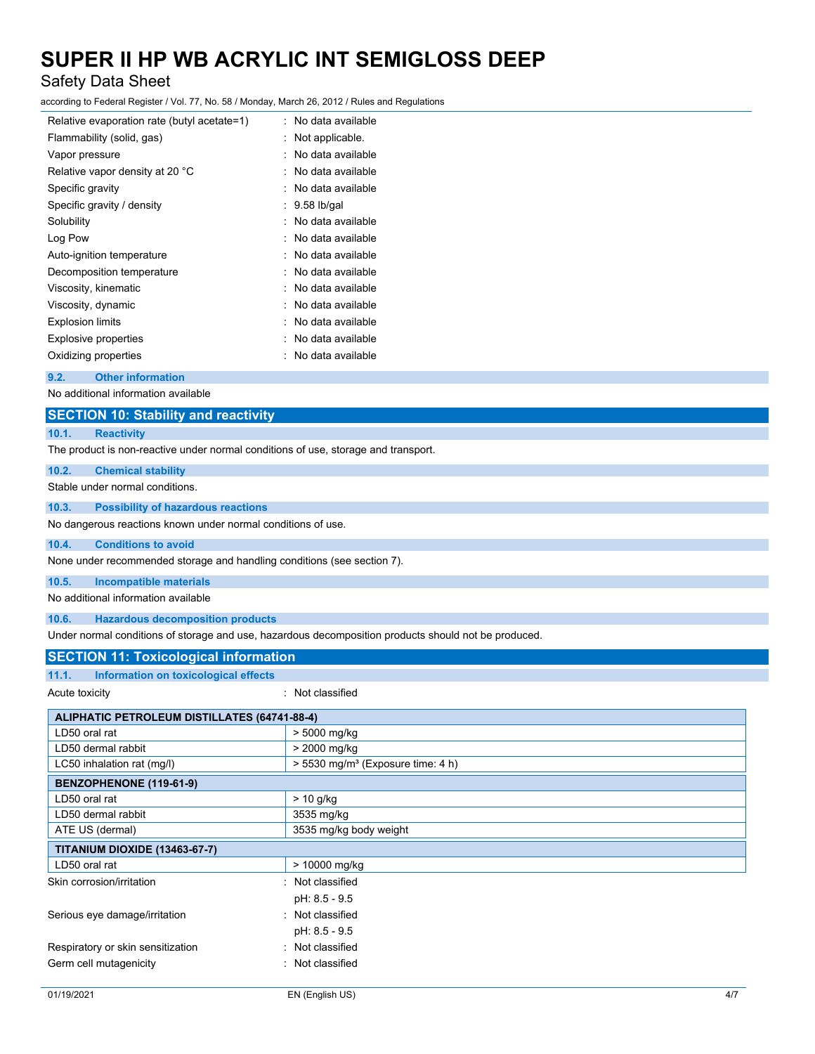| | |
|---|---|
| Relative evaporation rate (butyl acetate=1) | : No data available |
| Flammability (solid, gas) | : Not applicable. |
| Vapor pressure | : No data available |
| Relative vapor density at 20 °C | : No data available |
| Specific gravity | : No data available |
| Specific gravity / density | : 9.58 lb/gal |
| Solubility | : No data available |
| Log Pow | : No data available |
| Auto-ignition temperature | : No data available |
| Decomposition temperature | : No data available |
| Viscosity, kinematic | : No data available |
| Viscosity, dynamic | : No data available |
| Explosion limits | : No data available |
| Explosive properties | : No data available |
| Oxidizing properties | : No data available |

### 9.2. Other information

No additional information available

## SECTION 10: Stability and reactivity

### 10.1. Reactivity

The product is non-reactive under normal conditions of use, storage and transport.

### 10.2. Chemical stability

Stable under normal conditions.

### 10.3. Possibility of hazardous reactions

No dangerous reactions known under normal conditions of use.

### 10.4. Conditions to avoid

None under recommended storage and handling conditions (see section 7).

### 10.5. Incompatible materials

No additional information available

### 10.6. Hazardous decomposition products

Under normal conditions of storage and use, hazardous decomposition products should not be produced.

## SECTION 11: Toxicological information

### 11.1. Information on toxicological effects

Acute toxicity : Not classified

| ALIPHATIC PETROLEUM DISTILLATES (64741-88-4) | |
|---|---|
| LD50 oral rat | > 5000 mg/kg |
| LD50 dermal rabbit | > 2000 mg/kg |
| LC50 inhalation rat (mg/l) | > 5530 mg/m³ (Exposure time: 4 h) |
| **BENZOPHENONE (119-61-9)** | |
| LD50 oral rat | > 10 g/kg |
| LD50 dermal rabbit | 3535 mg/kg |
| ATE US (dermal) | 3535 mg/kg body weight |
| **TITANIUM DIOXIDE (13463-67-7)** | |
| LD50 oral rat | > 10000 mg/kg |

| | |
|---|---|
| Skin corrosion/irritation | : Not classified<br>pH: 8.5 - 9.5 |
| Serious eye damage/irritation | : Not classified<br>pH: 8.5 - 9.5 |
| Respiratory or skin sensitization | : Not classified |
| Germ cell mutagenicity | : Not classified |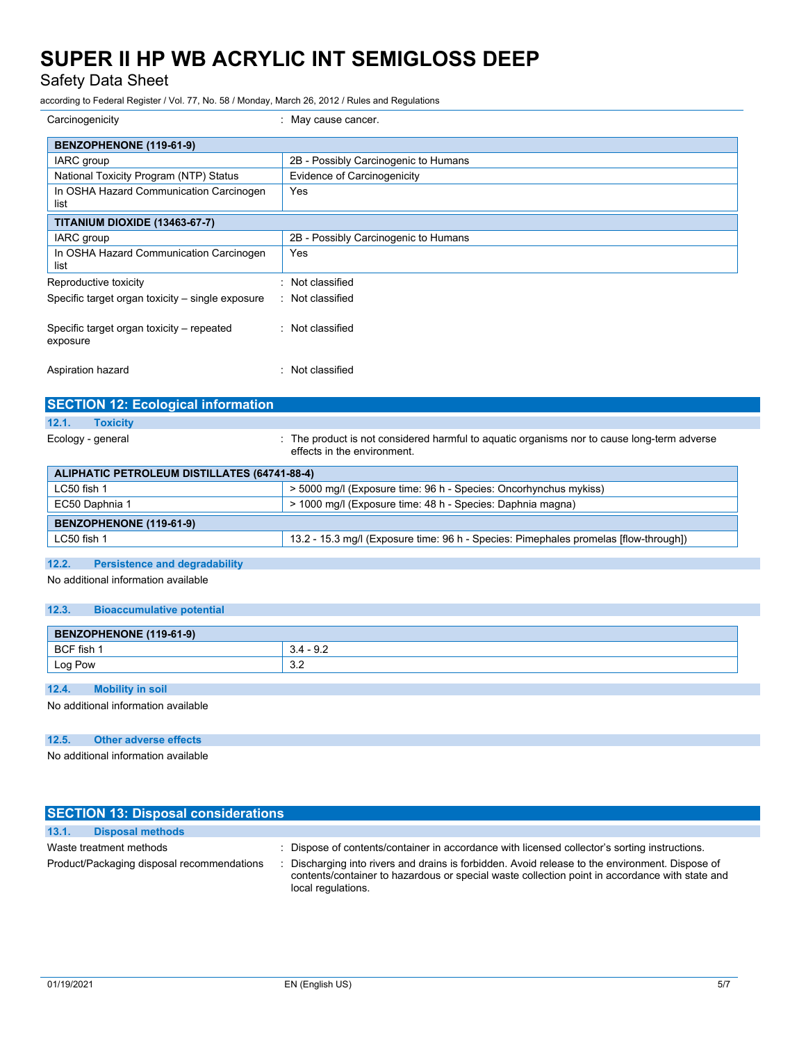Carcinogenicity : May cause cancer.

| BENZOPHENONE (119-61-9) | |
|---|---|
| IARC group | 2B - Possibly Carcinogenic to Humans |
| National Toxicity Program (NTP) Status | Evidence of Carcinogenicity |
| In OSHA Hazard Communication Carcinogen list | Yes |
| **TITANIUM DIOXIDE (13463-67-7)** | |
| IARC group | 2B - Possibly Carcinogenic to Humans |
| In OSHA Hazard Communication Carcinogen list | Yes |

Reproductive toxicity : Not classified

Specific target organ toxicity – single exposure : Not classified

Specific target organ toxicity – repeated exposure : Not classified

Aspiration hazard : Not classified

## SECTION 12: Ecological information

### 12.1. Toxicity

Ecology - general : The product is not considered harmful to aquatic organisms nor to cause long-term adverse effects in the environment.

| ALIPHATIC PETROLEUM DISTILLATES (64741-88-4) | |
|---|---|
| LC50 fish 1 | > 5000 mg/l (Exposure time: 96 h - Species: Oncorhynchus mykiss) |
| EC50 Daphnia 1 | > 1000 mg/l (Exposure time: 48 h - Species: Daphnia magna) |
| **BENZOPHENONE (119-61-9)** | |
| LC50 fish 1 | 13.2 - 15.3 mg/l (Exposure time: 96 h - Species: Pimephales promelas [flow-through]) |

### 12.2. Persistence and degradability

No additional information available

### 12.3. Bioaccumulative potential

| BENZOPHENONE (119-61-9) | |
|---|---|
| BCF fish 1 | 3.4 - 9.2 |
| Log Pow | 3.2 |

### 12.4. Mobility in soil

No additional information available

### 12.5. Other adverse effects

No additional information available

## SECTION 13: Disposal considerations

### 13.1. Disposal methods

Waste treatment methods : Dispose of contents/container in accordance with licensed collector's sorting instructions.

Product/Packaging disposal recommendations : Discharging into rivers and drains is forbidden. Avoid release to the environment. Dispose of contents/container to hazardous or special waste collection point in accordance with state and local regulations.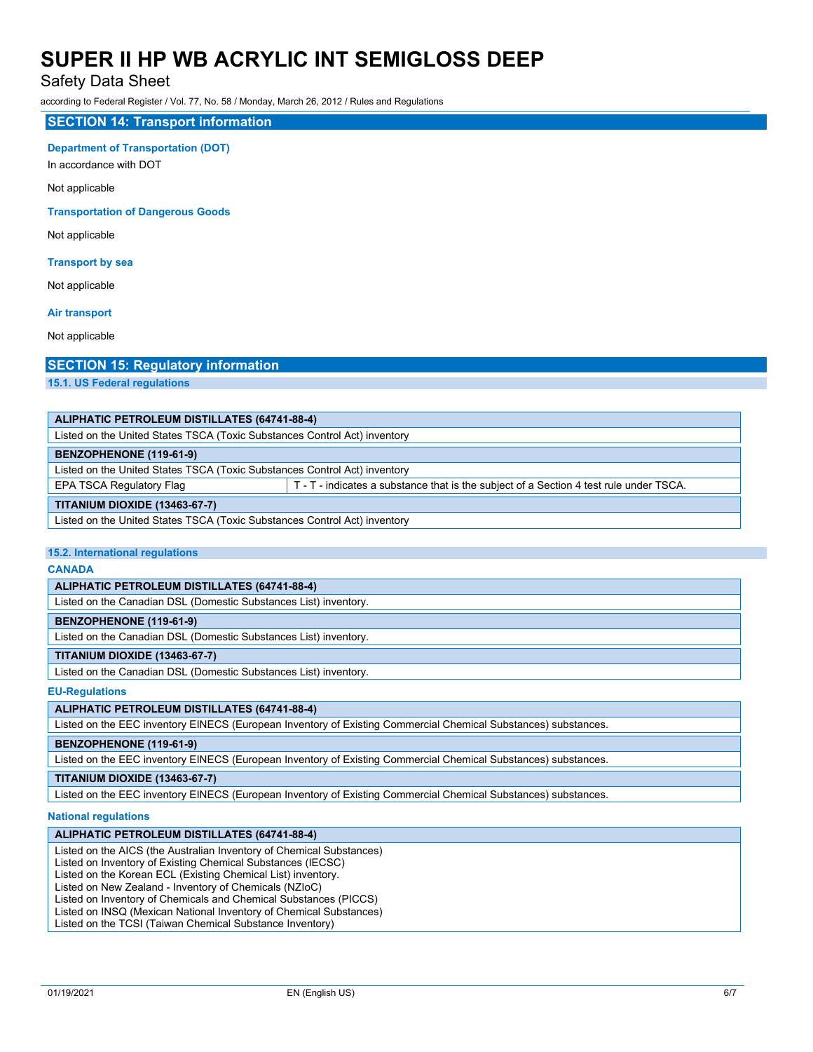## SECTION 14: Transport information

**Department of Transportation (DOT)**

In accordance with DOT

Not applicable

**Transportation of Dangerous Goods**

Not applicable

**Transport by sea**

Not applicable

**Air transport**

Not applicable

## SECTION 15: Regulatory information

### 15.1. US Federal regulations

| ALIPHATIC PETROLEUM DISTILLATES (64741-88-4) | |
|---|---|
| Listed on the United States TSCA (Toxic Substances Control Act) inventory | |
| **BENZOPHENONE (119-61-9)** | |
| Listed on the United States TSCA (Toxic Substances Control Act) inventory | |
| EPA TSCA Regulatory Flag | T - T - indicates a substance that is the subject of a Section 4 test rule under TSCA. |
| **TITANIUM DIOXIDE (13463-67-7)** | |
| Listed on the United States TSCA (Toxic Substances Control Act) inventory | |

### 15.2. International regulations

**CANADA**

| ALIPHATIC PETROLEUM DISTILLATES (64741-88-4) |
|---|
| Listed on the Canadian DSL (Domestic Substances List) inventory. |
| **BENZOPHENONE (119-61-9)** |
| Listed on the Canadian DSL (Domestic Substances List) inventory. |
| **TITANIUM DIOXIDE (13463-67-7)** |
| Listed on the Canadian DSL (Domestic Substances List) inventory. |

**EU-Regulations**

| ALIPHATIC PETROLEUM DISTILLATES (64741-88-4) |
|---|
| Listed on the EEC inventory EINECS (European Inventory of Existing Commercial Chemical Substances) substances. |
| **BENZOPHENONE (119-61-9)** |
| Listed on the EEC inventory EINECS (European Inventory of Existing Commercial Chemical Substances) substances. |
| **TITANIUM DIOXIDE (13463-67-7)** |
| Listed on the EEC inventory EINECS (European Inventory of Existing Commercial Chemical Substances) substances. |

**National regulations**

| ALIPHATIC PETROLEUM DISTILLATES (64741-88-4) |
|---|
| Listed on the AICS (the Australian Inventory of Chemical Substances)<br>Listed on Inventory of Existing Chemical Substances (IECSC)<br>Listed on the Korean ECL (Existing Chemical List) inventory.<br>Listed on New Zealand - Inventory of Chemicals (NZIoC)<br>Listed on Inventory of Chemicals and Chemical Substances (PICCS)<br>Listed on INSQ (Mexican National Inventory of Chemical Substances)<br>Listed on the TCSI (Taiwan Chemical Substance Inventory) |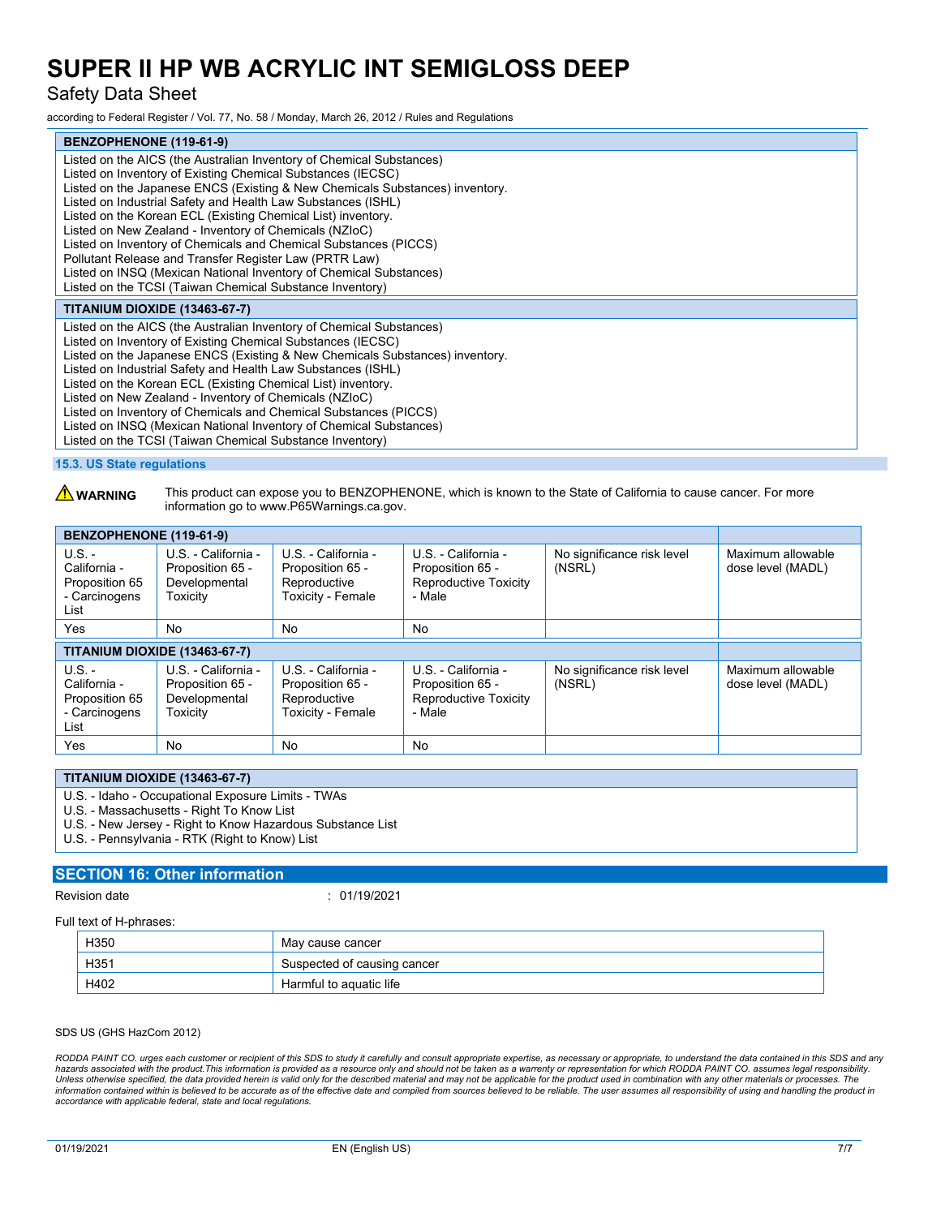| BENZOPHENONE (119-61-9) |
|---|
| Listed on the AICS (the Australian Inventory of Chemical Substances)<br>Listed on Inventory of Existing Chemical Substances (IECSC)<br>Listed on the Japanese ENCS (Existing & New Chemicals Substances) inventory.<br>Listed on Industrial Safety and Health Law Substances (ISHL)<br>Listed on the Korean ECL (Existing Chemical List) inventory.<br>Listed on New Zealand - Inventory of Chemicals (NZIoC)<br>Listed on Inventory of Chemicals and Chemical Substances (PICCS)<br>Pollutant Release and Transfer Register Law (PRTR Law)<br>Listed on INSQ (Mexican National Inventory of Chemical Substances)<br>Listed on the TCSI (Taiwan Chemical Substance Inventory) |

| TITANIUM DIOXIDE (13463-67-7) |
|---|
| Listed on the AICS (the Australian Inventory of Chemical Substances)<br>Listed on Inventory of Existing Chemical Substances (IECSC)<br>Listed on the Japanese ENCS (Existing & New Chemicals Substances) inventory.<br>Listed on Industrial Safety and Health Law Substances (ISHL)<br>Listed on the Korean ECL (Existing Chemical List) inventory.<br>Listed on New Zealand - Inventory of Chemicals (NZIoC)<br>Listed on Inventory of Chemicals and Chemical Substances (PICCS)<br>Listed on INSQ (Mexican National Inventory of Chemical Substances)<br>Listed on the TCSI (Taiwan Chemical Substance Inventory) |

### 15.3. US State regulations

**WARNING** This product can expose you to BENZOPHENONE, which is known to the State of California to cause cancer. For more information go to www.P65Warnings.ca.gov.

| BENZOPHENONE (119-61-9) | | | | | |
|---|---|---|---|---|---|
| U.S. - California - Proposition 65 - Carcinogens List | U.S. - California - Proposition 65 - Developmental Toxicity | U.S. - California - Proposition 65 - Reproductive Toxicity - Female | U.S. - California - Proposition 65 - Reproductive Toxicity - Male | No significance risk level (NSRL) | Maximum allowable dose level (MADL) |
| Yes | No | No | No | | |
| **TITANIUM DIOXIDE (13463-67-7)** | | | | | |
| U.S. - California - Proposition 65 - Carcinogens List | U.S. - California - Proposition 65 - Developmental Toxicity | U.S. - California - Proposition 65 - Reproductive Toxicity - Female | U.S. - California - Proposition 65 - Reproductive Toxicity - Male | No significance risk level (NSRL) | Maximum allowable dose level (MADL) |
| Yes | No | No | No | | |

| TITANIUM DIOXIDE (13463-67-7) |
|---|
| U.S. - Idaho - Occupational Exposure Limits - TWAs<br>U.S. - Massachusetts - Right To Know List<br>U.S. - New Jersey - Right to Know Hazardous Substance List<br>U.S. - Pennsylvania - RTK (Right to Know) List |

## SECTION 16: Other information

Revision date : 01/19/2021

Full text of H-phrases:

| | |
|---|---|
| H350 | May cause cancer |
| H351 | Suspected of causing cancer |
| H402 | Harmful to aquatic life |

SDS US (GHS HazCom 2012)

*RODDA PAINT CO. urges each customer or recipient of this SDS to study it carefully and consult appropriate expertise, as necessary or appropriate, to understand the data contained in this SDS and any hazards associated with the product.This information is provided as a resource only and should not be taken as a warranty or representation for which RODDA PAINT CO. assumes legal responsibility. Unless otherwise specified, the data provided herein is valid only for the described material and may not be applicable for the product used in combination with any other materials or processes. The information contained within is believed to be accurate as of the effective date and compiled from sources believed to be reliable. The user assumes all responsibility of using and handling the product in accordance with applicable federal, state and local regulations.*